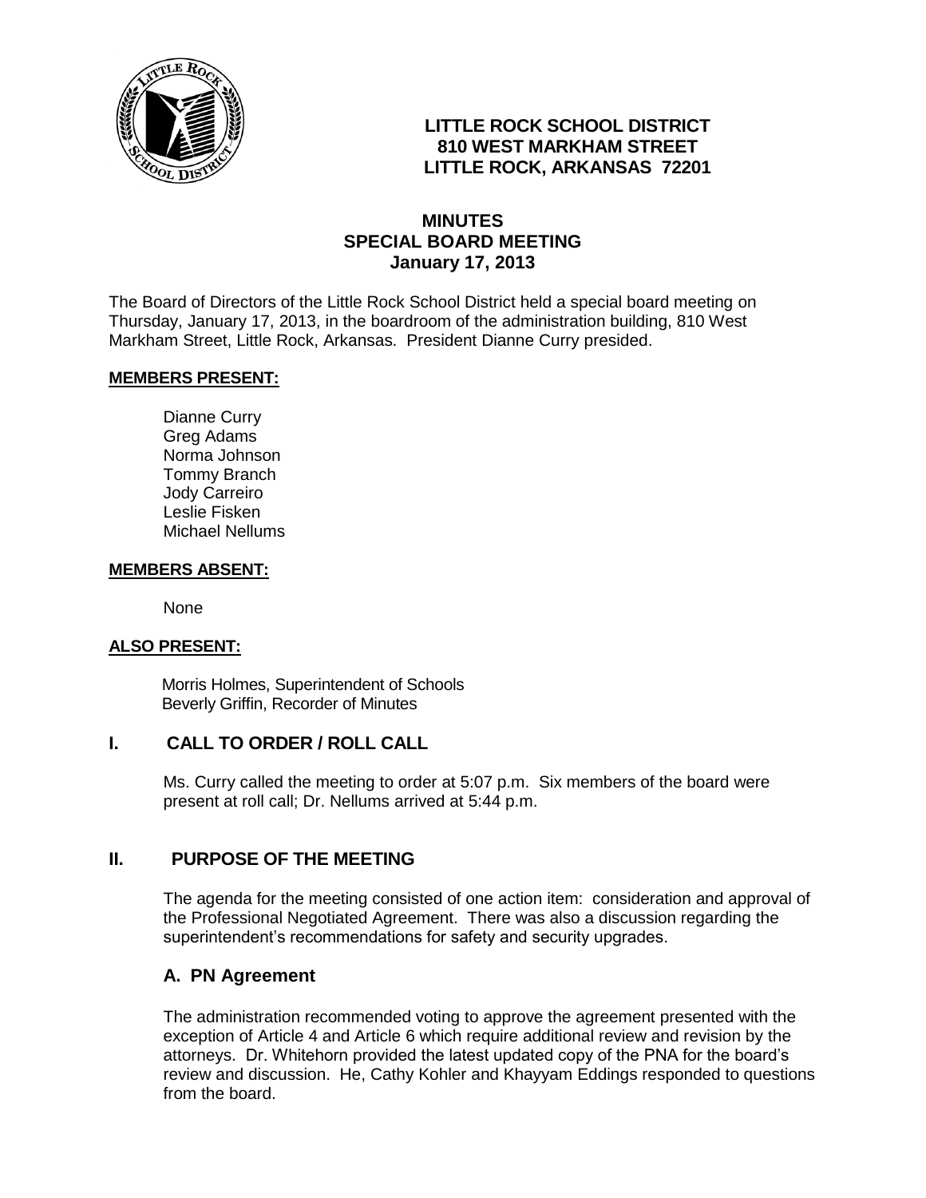# LITTLE ROCK SCHOOL DISTRICT
## 810 WEST MARKHAM STREET
## LITTLE ROCK, ARKANSAS 72201

## MINUTES
## SPECIAL BOARD MEETING
## January 17, 2013

The Board of Directors of the Little Rock School District held a special board meeting on Thursday, January 17, 2013, in the boardroom of the administration building, 810 West Markham Street, Little Rock, Arkansas. President Dianne Curry presided.

**MEMBERS PRESENT:**

Dianne Curry
Greg Adams
Norma Johnson
Tommy Branch
Jody Carreiro
Leslie Fisken
Michael Nellums

**MEMBERS ABSENT:**

None

**ALSO PRESENT:**

Morris Holmes, Superintendent of Schools
Beverly Griffin, Recorder of Minutes

## I. CALL TO ORDER / ROLL CALL

Ms. Curry called the meeting to order at 5:07 p.m. Six members of the board were present at roll call; Dr. Nellums arrived at 5:44 p.m.

## II. PURPOSE OF THE MEETING

The agenda for the meeting consisted of one action item: consideration and approval of the Professional Negotiated Agreement. There was also a discussion regarding the superintendent's recommendations for safety and security upgrades.

### A. PN Agreement

The administration recommended voting to approve the agreement presented with the exception of Article 4 and Article 6 which require additional review and revision by the attorneys. Dr. Whitehorn provided the latest updated copy of the PNA for the board's review and discussion. He, Cathy Kohler and Khayyam Eddings responded to questions from the board.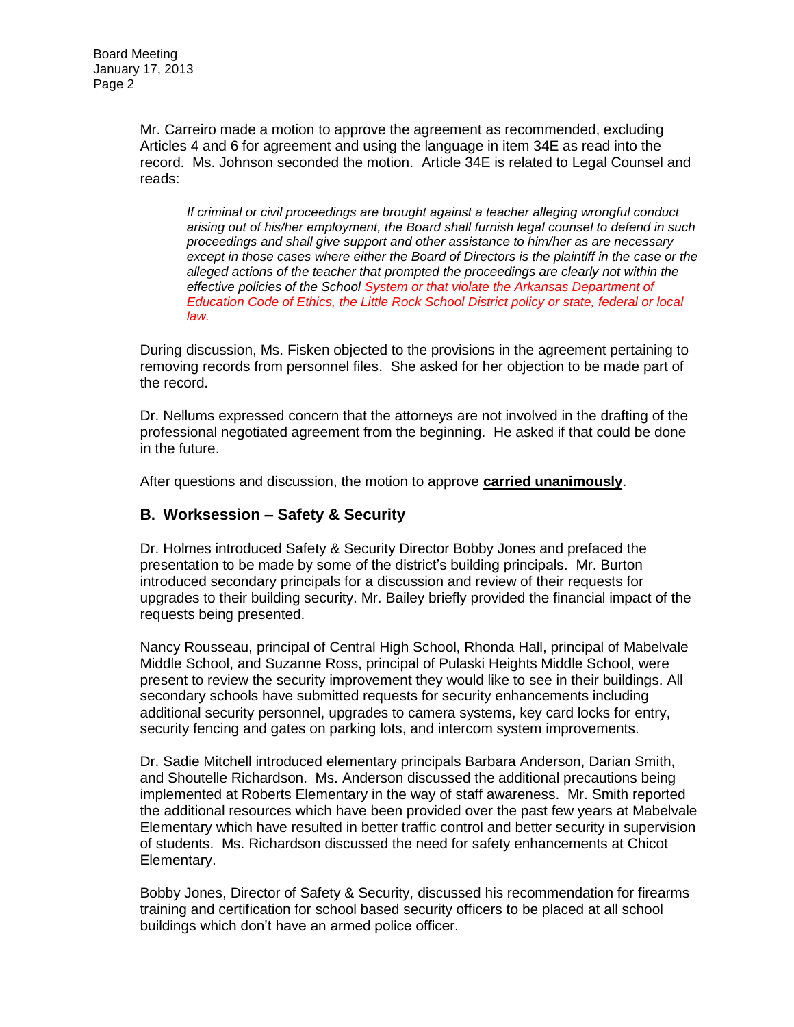Mr. Carreiro made a motion to approve the agreement as recommended, excluding Articles 4 and 6 for agreement and using the language in item 34E as read into the record. Ms. Johnson seconded the motion. Article 34E is related to Legal Counsel and reads:

> *If criminal or civil proceedings are brought against a teacher alleging wrongful conduct arising out of his/her employment, the Board shall furnish legal counsel to defend in such proceedings and shall give support and other assistance to him/her as are necessary except in those cases where either the Board of Directors is the plaintiff in the case or the alleged actions of the teacher that prompted the proceedings are clearly not within the effective policies of the School System or that violate the Arkansas Department of Education Code of Ethics, the Little Rock School District policy or state, federal or local law.*

During discussion, Ms. Fisken objected to the provisions in the agreement pertaining to removing records from personnel files. She asked for her objection to be made part of the record.

Dr. Nellums expressed concern that the attorneys are not involved in the drafting of the professional negotiated agreement from the beginning. He asked if that could be done in the future.

After questions and discussion, the motion to approve **carried unanimously**.

## B. Worksession – Safety & Security

Dr. Holmes introduced Safety & Security Director Bobby Jones and prefaced the presentation to be made by some of the district's building principals. Mr. Burton introduced secondary principals for a discussion and review of their requests for upgrades to their building security. Mr. Bailey briefly provided the financial impact of the requests being presented.

Nancy Rousseau, principal of Central High School, Rhonda Hall, principal of Mabelvale Middle School, and Suzanne Ross, principal of Pulaski Heights Middle School, were present to review the security improvement they would like to see in their buildings. All secondary schools have submitted requests for security enhancements including additional security personnel, upgrades to camera systems, key card locks for entry, security fencing and gates on parking lots, and intercom system improvements.

Dr. Sadie Mitchell introduced elementary principals Barbara Anderson, Darian Smith, and Shoutelle Richardson. Ms. Anderson discussed the additional precautions being implemented at Roberts Elementary in the way of staff awareness. Mr. Smith reported the additional resources which have been provided over the past few years at Mabelvale Elementary which have resulted in better traffic control and better security in supervision of students. Ms. Richardson discussed the need for safety enhancements at Chicot Elementary.

Bobby Jones, Director of Safety & Security, discussed his recommendation for firearms training and certification for school based security officers to be placed at all school buildings which don't have an armed police officer.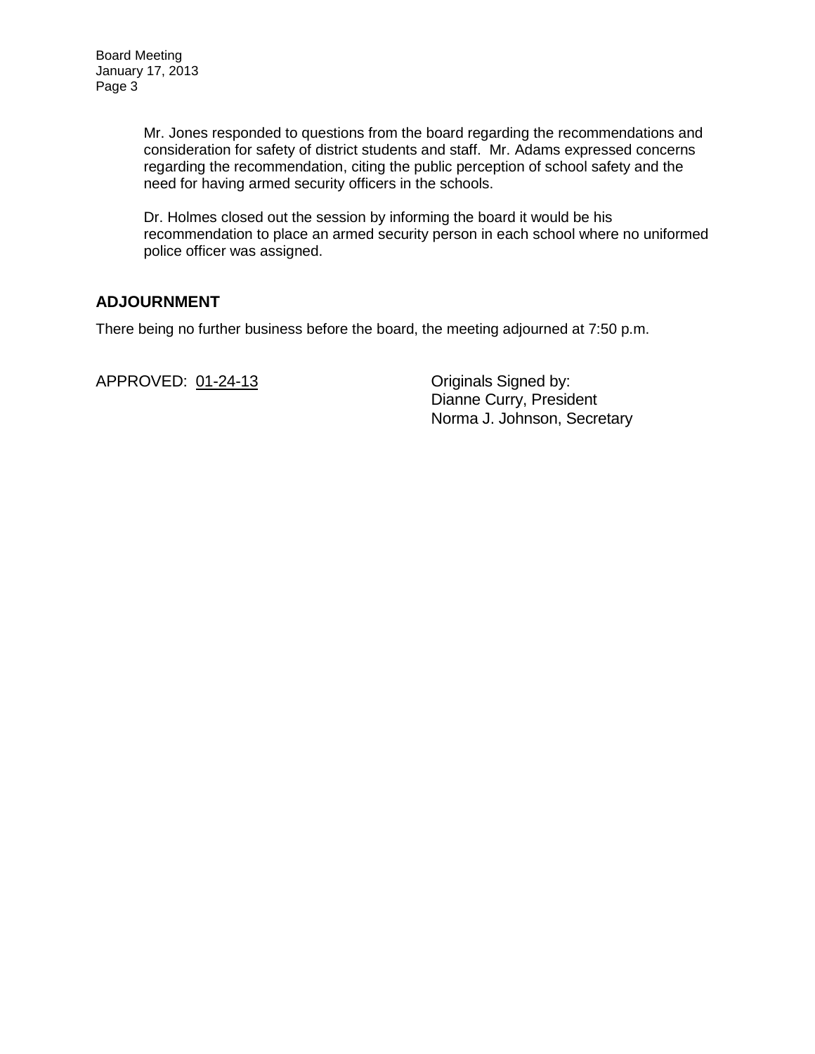Mr. Jones responded to questions from the board regarding the recommendations and consideration for safety of district students and staff. Mr. Adams expressed concerns regarding the recommendation, citing the public perception of school safety and the need for having armed security officers in the schools.

Dr. Holmes closed out the session by informing the board it would be his recommendation to place an armed security person in each school where no uniformed police officer was assigned.

## ADJOURNMENT

There being no further business before the board, the meeting adjourned at 7:50 p.m.

APPROVED: 01-24-13

Originals Signed by:
Dianne Curry, President
Norma J. Johnson, Secretary